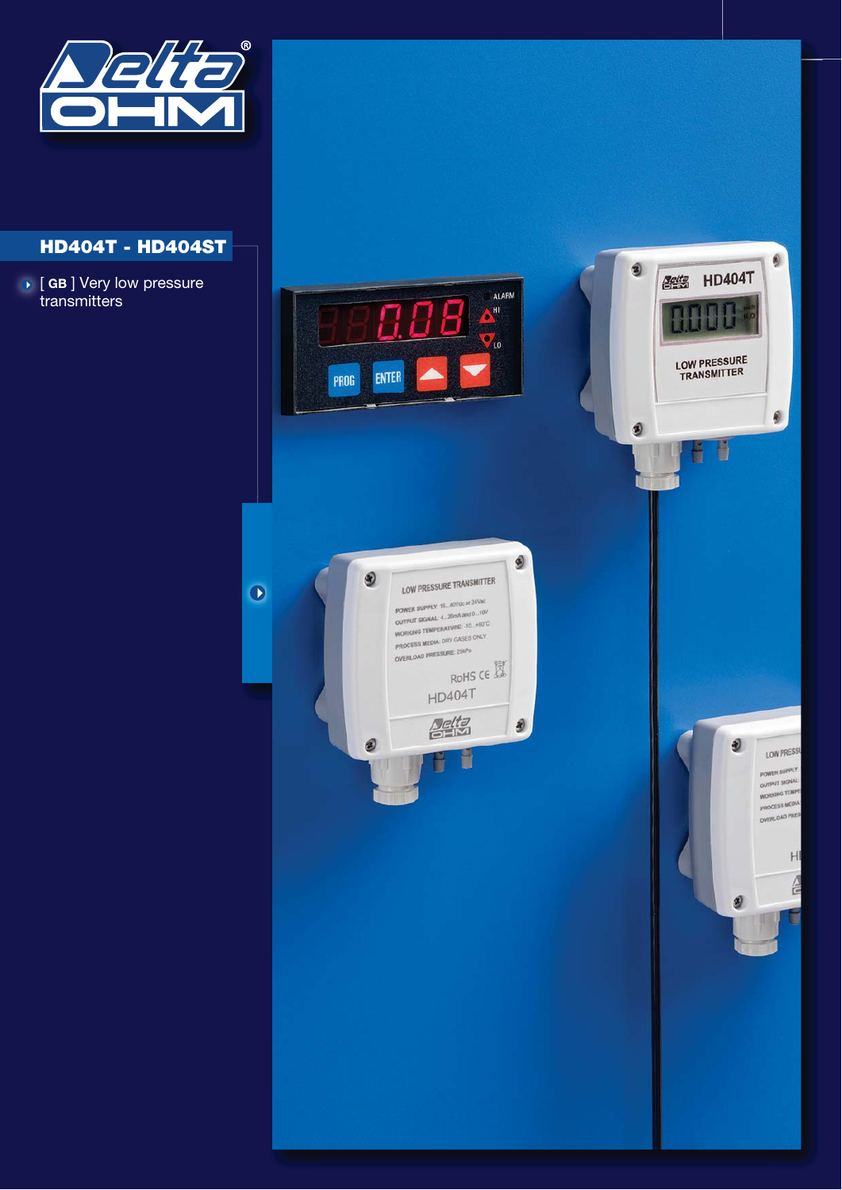# HD404T - HD404ST

[ GB ] Very low pressure transmitters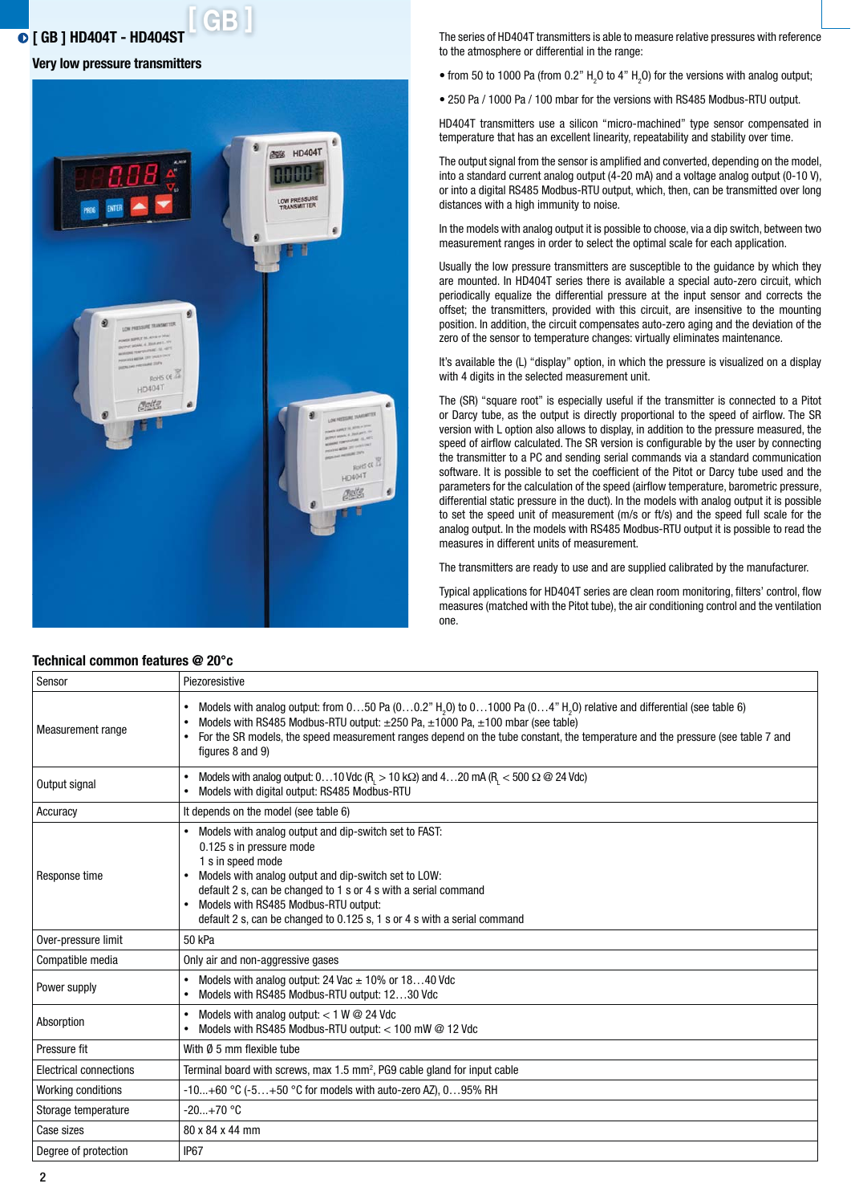# [ GB ] HD404T - HD404ST

## Very low pressure transmitters

The series of HD404T transmitters is able to measure relative pressures with reference to the atmosphere or differential in the range:

- from 50 to 1000 Pa (from 0.2" $H_2O$ to 4" $H_2O$) for the versions with analog output;
- 250 Pa / 1000 Pa / 100 mbar for the versions with RS485 Modbus-RTU output.

HD404T transmitters use a silicon "micro-machined" type sensor compensated in temperature that has an excellent linearity, repeatability and stability over time.

The output signal from the sensor is amplified and converted, depending on the model, into a standard current analog output (4-20 mA) and a voltage analog output (0-10 V), or into a digital RS485 Modbus-RTU output, which, then, can be transmitted over long distances with a high immunity to noise.

In the models with analog output it is possible to choose, via a dip switch, between two measurement ranges in order to select the optimal scale for each application.

Usually the low pressure transmitters are susceptible to the guidance by which they are mounted. In HD404T series there is available a special auto-zero circuit, which periodically equalize the differential pressure at the input sensor and corrects the offset; the transmitters, provided with this circuit, are insensitive to the mounting position. In addition, the circuit compensates auto-zero aging and the deviation of the zero of the sensor to temperature changes: virtually eliminates maintenance.

It's available the (L) "display" option, in which the pressure is visualized on a display with 4 digits in the selected measurement unit.

The (SR) "square root" is especially useful if the transmitter is connected to a Pitot or Darcy tube, as the output is directly proportional to the speed of airflow. The SR version with L option also allows to display, in addition to the pressure measured, the speed of airflow calculated. The SR version is configurable by the user by connecting the transmitter to a PC and sending serial commands via a standard communication software. It is possible to set the coefficient of the Pitot or Darcy tube used and the parameters for the calculation of the speed (airflow temperature, barometric pressure, differential static pressure in the duct). In the models with analog output it is possible to set the speed unit of measurement (m/s or ft/s) and the speed full scale for the analog output. In the models with RS485 Modbus-RTU output it is possible to read the measures in different units of measurement.

The transmitters are ready to use and are supplied calibrated by the manufacturer.

Typical applications for HD404T series are clean room monitoring, filters' control, flow measures (matched with the Pitot tube), the air conditioning control and the ventilation one.

### Technical common features @ 20°c

| | |
|---|---|
| Sensor | Piezoresistive |
| Measurement range | • Models with analog output: from 0…50 Pa (0…0.2" $H_2O$) to 0…1000 Pa (0…4" $H_2O$) relative and differential (see table 6)<br>• Models with RS485 Modbus-RTU output: ±250 Pa, ±1000 Pa, ±100 mbar (see table)<br>• For the SR models, the speed measurement ranges depend on the tube constant, the temperature and the pressure (see table 7 and figures 8 and 9) |
| Output signal | • Models with analog output: 0…10 Vdc ($R_L$ > 10 kΩ) and 4…20 mA ($R_L$ < 500 Ω @ 24 Vdc)<br>• Models with digital output: RS485 Modbus-RTU |
| Accuracy | It depends on the model (see table 6) |
| Response time | • Models with analog output and dip-switch set to FAST:<br>0.125 s in pressure mode<br>1 s in speed mode<br>• Models with analog output and dip-switch set to LOW:<br>default 2 s, can be changed to 1 s or 4 s with a serial command<br>• Models with RS485 Modbus-RTU output:<br>default 2 s, can be changed to 0.125 s, 1 s or 4 s with a serial command |
| Over-pressure limit | 50 kPa |
| Compatible media | Only air and non-aggressive gases |
| Power supply | • Models with analog output: 24 Vac ± 10% or 18…40 Vdc<br>• Models with RS485 Modbus-RTU output: 12…30 Vdc |
| Absorption | • Models with analog output: < 1 W @ 24 Vdc<br>• Models with RS485 Modbus-RTU output: < 100 mW @ 12 Vdc |
| Pressure fit | With Ø 5 mm flexible tube |
| Electrical connections | Terminal board with screws, max 1.5 $mm^2$, PG9 cable gland for input cable |
| Working conditions | -10...+60 °C (-5…+50 °C for models with auto-zero AZ), 0…95% RH |
| Storage temperature | -20...+70 °C |
| Case sizes | 80 x 84 x 44 mm |
| Degree of protection | IP67 |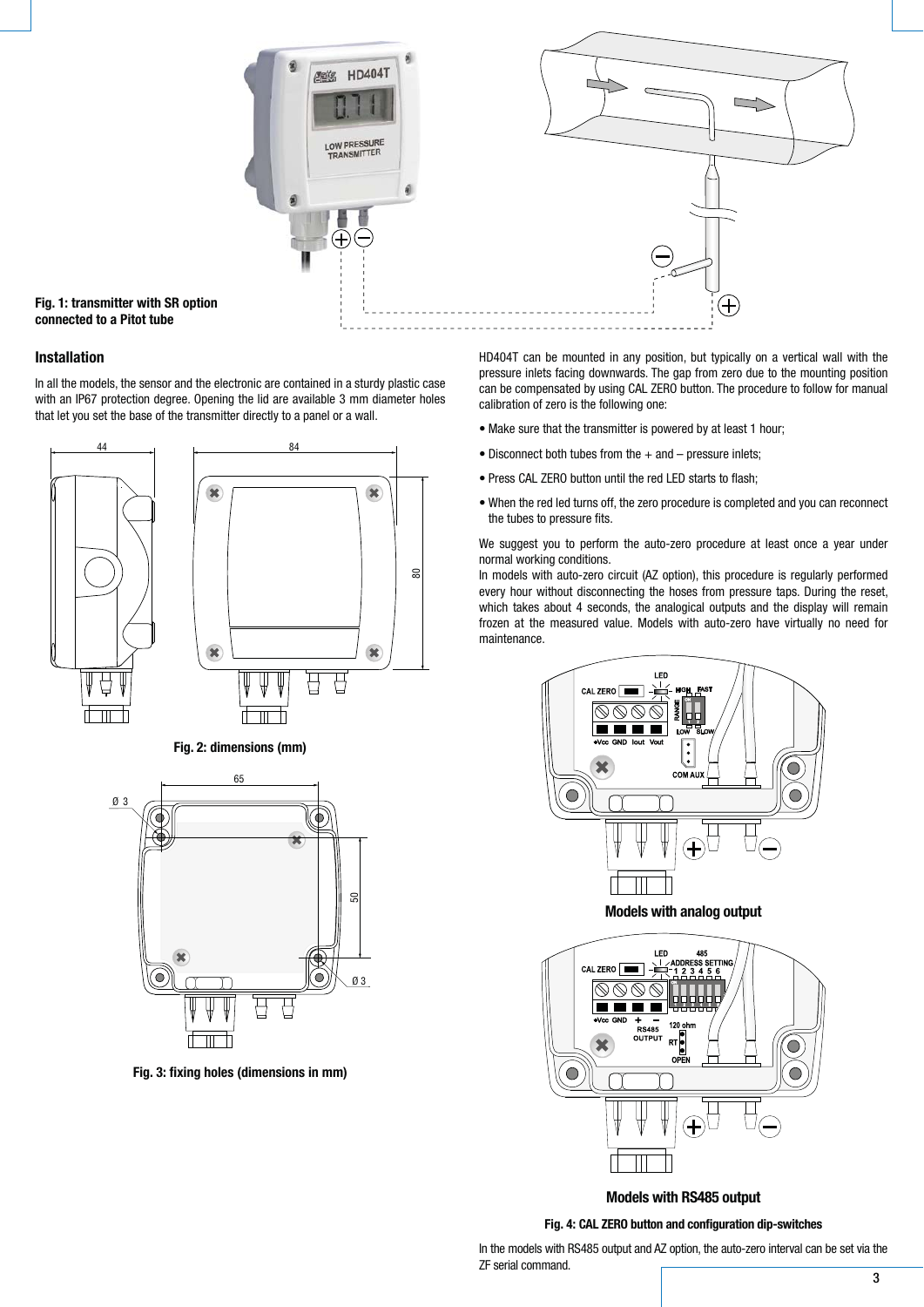Fig. 1: transmitter with SR option connected to a Pitot tube

## Installation

In all the models, the sensor and the electronic are contained in a sturdy plastic case with an IP67 protection degree. Opening the lid are available 3 mm diameter holes that let you set the base of the transmitter directly to a panel or a wall.

Fig. 2: dimensions (mm)

Fig. 3: fixing holes (dimensions in mm)

HD404T can be mounted in any position, but typically on a vertical wall with the pressure inlets facing downwards. The gap from zero due to the mounting position can be compensated by using CAL ZERO button. The procedure to follow for manual calibration of zero is the following one:

- Make sure that the transmitter is powered by at least 1 hour;
- Disconnect both tubes from the + and – pressure inlets;
- Press CAL ZERO button until the red LED starts to flash;
- When the red led turns off, the zero procedure is completed and you can reconnect the tubes to pressure fits.

We suggest you to perform the auto-zero procedure at least once a year under normal working conditions.
In models with auto-zero circuit (AZ option), this procedure is regularly performed every hour without disconnecting the hoses from pressure taps. During the reset, which takes about 4 seconds, the analogical outputs and the display will remain frozen at the measured value. Models with auto-zero have virtually no need for maintenance.

Models with analog output

Models with RS485 output

Fig. 4: CAL ZERO button and configuration dip-switches

In the models with RS485 output and AZ option, the auto-zero interval can be set via the ZF serial command.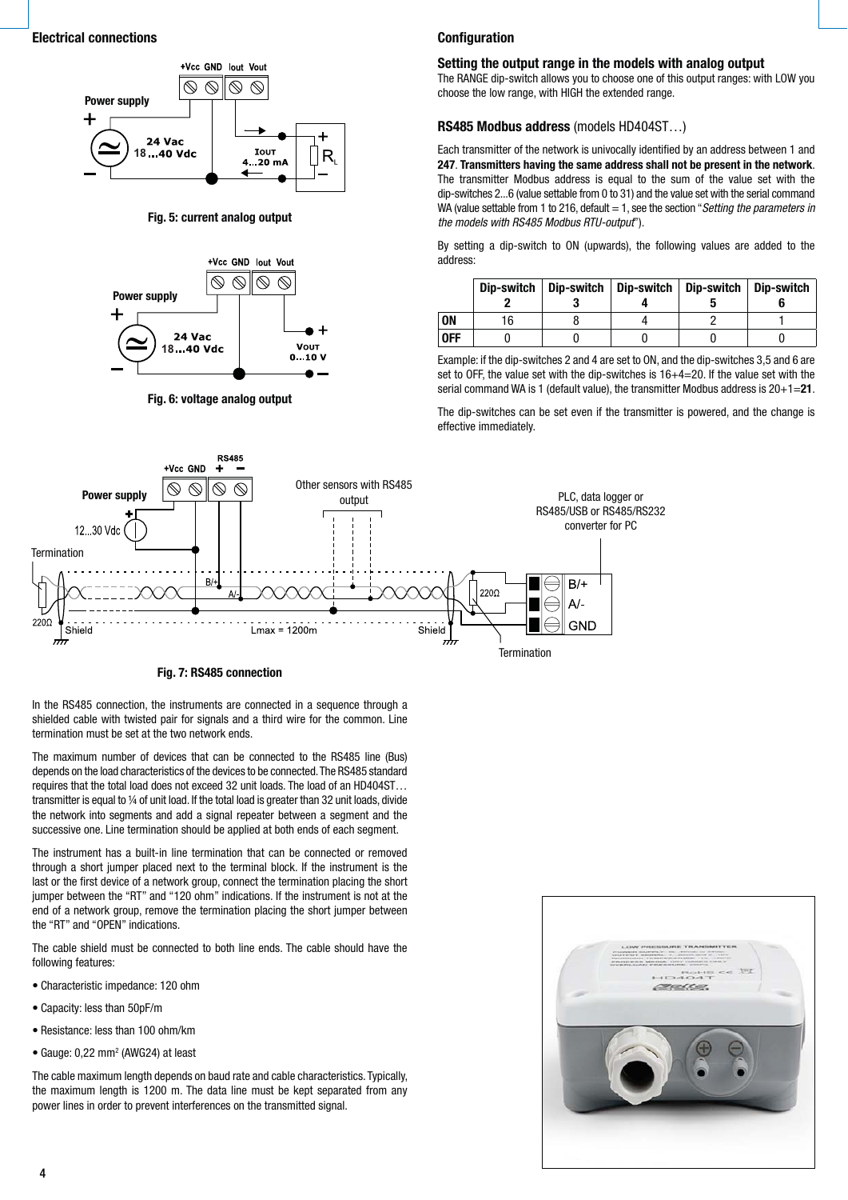## Electrical connections

Fig. 5: current analog output

Fig. 6: voltage analog output

Fig. 7: RS485 connection

In the RS485 connection, the instruments are connected in a sequence through a shielded cable with twisted pair for signals and a third wire for the common. Line termination must be set at the two network ends.

The maximum number of devices that can be connected to the RS485 line (Bus) depends on the load characteristics of the devices to be connected. The RS485 standard requires that the total load does not exceed 32 unit loads. The load of an HD404ST… transmitter is equal to ¼ of unit load. If the total load is greater than 32 unit loads, divide the network into segments and add a signal repeater between a segment and the successive one. Line termination should be applied at both ends of each segment.

The instrument has a built-in line termination that can be connected or removed through a short jumper placed next to the terminal block. If the instrument is the last or the first device of a network group, connect the termination placing the short jumper between the “RT” and “120 ohm” indications. If the instrument is not at the end of a network group, remove the termination placing the short jumper between the “RT” and “OPEN” indications.

The cable shield must be connected to both line ends. The cable should have the following features:

- Characteristic impedance: 120 ohm
- Capacity: less than 50pF/m
- Resistance: less than 100 ohm/km
- Gauge: 0,22 mm$^2$ (AWG24) at least

The cable maximum length depends on baud rate and cable characteristics. Typically, the maximum length is 1200 m. The data line must be kept separated from any power lines in order to prevent interferences on the transmitted signal.

## Configuration

### Setting the output range in the models with analog output

The RANGE dip-switch allows you to choose one of this output ranges: with LOW you choose the low range, with HIGH the extended range.

### RS485 Modbus address (models HD404ST…)

Each transmitter of the network is univocally identified by an address between 1 and **247**. **Transmitters having the same address shall not be present in the network**. The transmitter Modbus address is equal to the sum of the value set with the dip-switches 2...6 (value settable from 0 to 31) and the value set with the serial command WA (value settable from 1 to 216, default = 1, see the section “*Setting the parameters in the models with RS485 Modbus RTU-output*”).

By setting a dip-switch to ON (upwards), the following values are added to the address:

| | Dip-switch 2 | Dip-switch 3 | Dip-switch 4 | Dip-switch 5 | Dip-switch 6 |
|---|---|---|---|---|---|
| **ON** | 16 | 8 | 4 | 2 | 1 |
| **OFF** | 0 | 0 | 0 | 0 | 0 |

Example: if the dip-switches 2 and 4 are set to ON, and the dip-switches 3,5 and 6 are set to OFF, the value set with the dip-switches is 16+4=20. If the value set with the serial command WA is 1 (default value), the transmitter Modbus address is 20+1=**21**.

The dip-switches can be set even if the transmitter is powered, and the change is effective immediately.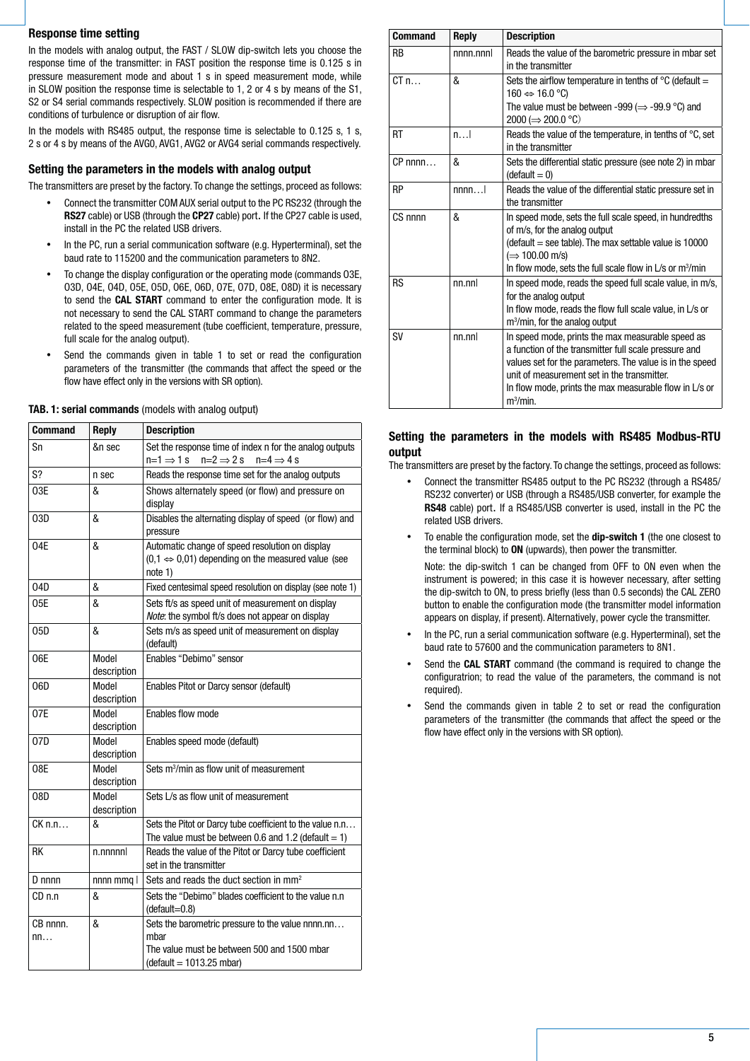## Response time setting

In the models with analog output, the FAST / SLOW dip-switch lets you choose the response time of the transmitter: in FAST position the response time is 0.125 s in pressure measurement mode and about 1 s in speed measurement mode, while in SLOW position the response time is selectable to 1, 2 or 4 s by means of the S1, S2 or S4 serial commands respectively. SLOW position is recommended if there are conditions of turbulence or disruption of air flow.

In the models with RS485 output, the response time is selectable to 0.125 s, 1 s, 2 s or 4 s by means of the AVG0, AVG1, AVG2 or AVG4 serial commands respectively.

## Setting the parameters in the models with analog output

The transmitters are preset by the factory. To change the settings, proceed as follows:

- Connect the transmitter COM AUX serial output to the PC RS232 (through the **RS27** cable) or USB (through the **CP27** cable) port. If the CP27 cable is used, install in the PC the related USB drivers.
- In the PC, run a serial communication software (e.g. Hyperterminal), set the baud rate to 115200 and the communication parameters to 8N2.
- To change the display configuration or the operating mode (commands O3E, O3D, O4E, O4D, O5E, O5D, O6E, O6D, O7E, O7D, O8E, O8D) it is necessary to send the **CAL START** command to enter the configuration mode. It is not necessary to send the CAL START command to change the parameters related to the speed measurement (tube coefficient, temperature, pressure, full scale for the analog output).
- Send the commands given in table 1 to set or read the configuration parameters of the transmitter (the commands that affect the speed or the flow have effect only in the versions with SR option).

**TAB. 1: serial commands** (models with analog output)

| Command | Reply | Description |
|---|---|---|
| Sn | &n sec | Set the response time of index n for the analog outputs n=1 ⇒ 1 s  n=2 ⇒ 2 s  n=4 ⇒ 4 s |
| S? | n sec | Reads the response time set for the analog outputs |
| O3E | & | Shows alternately speed (or flow) and pressure on display |
| O3D | & | Disables the alternating display of speed (or flow) and pressure |
| O4E | & | Automatic change of speed resolution on display (0,1 ⇔ 0,01) depending on the measured value (see note 1) |
| O4D | & | Fixed centesimal speed resolution on display (see note 1) |
| O5E | & | Sets ft/s as speed unit of measurement on display *Note*: the symbol ft/s does not appear on display |
| O5D | & | Sets m/s as speed unit of measurement on display (default) |
| O6E | Model description | Enables "Debimo" sensor |
| O6D | Model description | Enables Pitot or Darcy sensor (default) |
| O7E | Model description | Enables flow mode |
| O7D | Model description | Enables speed mode (default) |
| O8E | Model description | Sets $m^3$/min as flow unit of measurement |
| O8D | Model description | Sets L/s as flow unit of measurement |
| CK n.n… | & | Sets the Pitot or Darcy tube coefficient to the value n.n… The value must be between 0.6 and 1.2 (default = 1) |
| RK | n.nnnnn\| | Reads the value of the Pitot or Darcy tube coefficient set in the transmitter |
| D nnnn | nnnn mmq \| | Sets and reads the duct section in $mm^2$ |
| CD n.n | & | Sets the "Debimo" blades coefficient to the value n.n (default=0.8) |
| CB nnnn.nn… | & | Sets the barometric pressure to the value nnnn.nn… mbar The value must be between 500 and 1500 mbar (default = 1013.25 mbar) |
| RB | nnnn.nnn\| | Reads the value of the barometric pressure in mbar set in the transmitter |
| CT n… | & | Sets the airflow temperature in tenths of °C (default = 160 ⇔ 16.0 °C) The value must be between -999 (⇒ -99.9 °C) and 2000 (⇒ 200.0 °C) |
| RT | n…\| | Reads the value of the temperature, in tenths of °C, set in the transmitter |
| CP nnnn… | & | Sets the differential static pressure (see note 2) in mbar (default = 0) |
| RP | nnnn…\| | Reads the value of the differential static pressure set in the transmitter |
| CS nnnn | & | In speed mode, sets the full scale speed, in hundredths of m/s, for the analog output (default = see table). The max settable value is 10000 (⇒ 100.00 m/s) In flow mode, sets the full scale flow in L/s or $m^3$/min |
| RS | nn.nn\| | In speed mode, reads the speed full scale value, in m/s, for the analog output In flow mode, reads the flow full scale value, in L/s or $m^3$/min, for the analog output |
| SV | nn.nn\| | In speed mode, prints the max measurable speed as a function of the transmitter full scale pressure and values set for the parameters. The value is in the speed unit of measurement set in the transmitter. In flow mode, prints the max measurable flow in L/s or $m^3$/min. |

## Setting the parameters in the models with RS485 Modbus-RTU output

The transmitters are preset by the factory. To change the settings, proceed as follows:

- Connect the transmitter RS485 output to the PC RS232 (through a RS485/RS232 converter) or USB (through a RS485/USB converter, for example the **RS48** cable) port. If a RS485/USB converter is used, install in the PC the related USB drivers.
- To enable the configuration mode, set the **dip-switch 1** (the one closest to the terminal block) to **ON** (upwards), then power the transmitter.

  Note: the dip-switch 1 can be changed from OFF to ON even when the instrument is powered; in this case it is however necessary, after setting the dip-switch to ON, to press briefly (less than 0.5 seconds) the CAL ZERO button to enable the configuration mode (the transmitter model information appears on display, if present). Alternatively, power cycle the transmitter.
- In the PC, run a serial communication software (e.g. Hyperterminal), set the baud rate to 57600 and the communication parameters to 8N1.
- Send the **CAL START** command (the command is required to change the configuratrion; to read the value of the parameters, the command is not required).
- Send the commands given in table 2 to set or read the configuration parameters of the transmitter (the commands that affect the speed or the flow have effect only in the versions with SR option).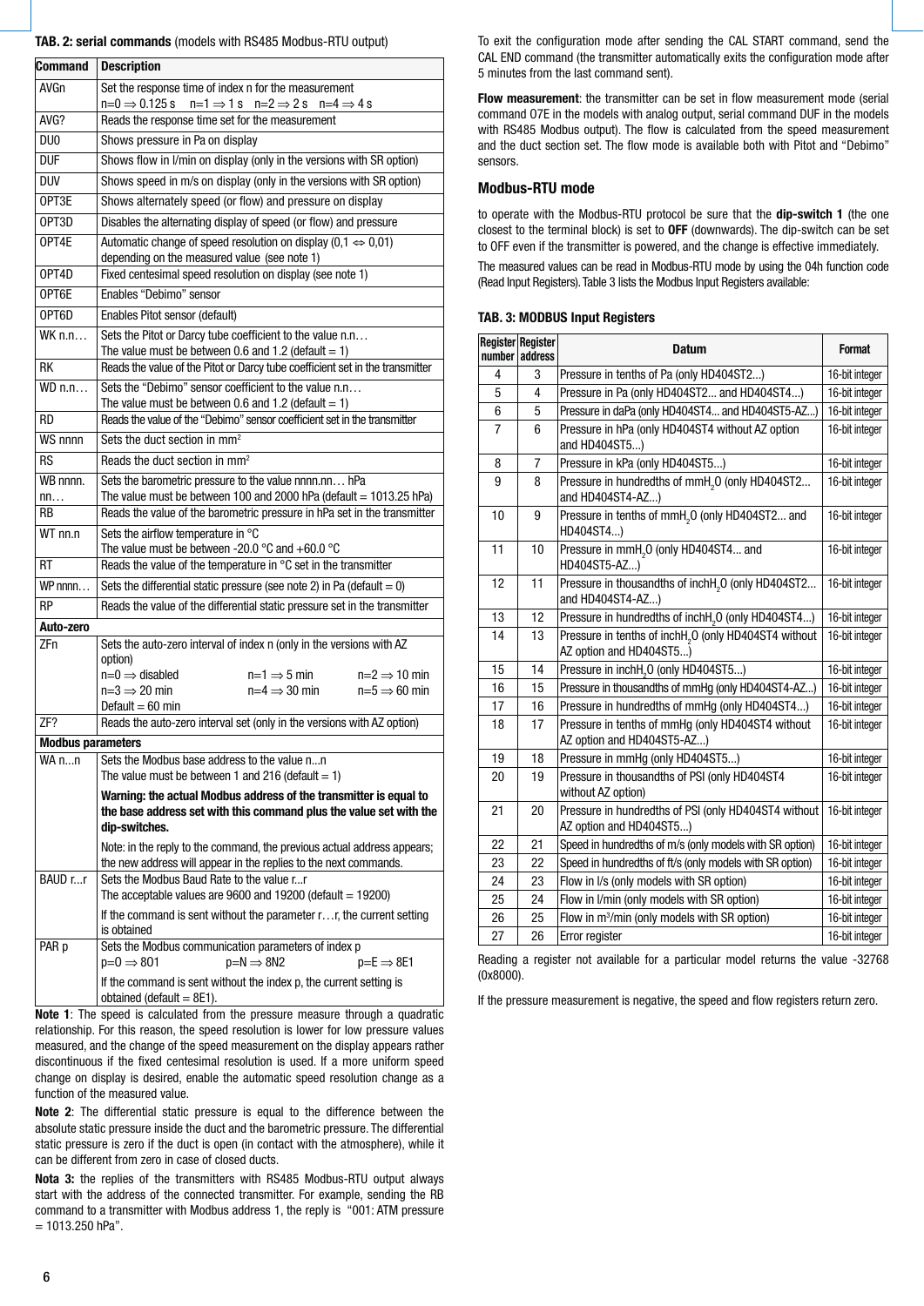**TAB. 2: serial commands** (models with RS485 Modbus-RTU output)

| Command | Description |
|---|---|
| AVGn | Set the response time of index n for the measurement<br>n=0 ⇒ 0.125 s n=1 ⇒ 1 s n=2 ⇒ 2 s n=4 ⇒ 4 s |
| AVG? | Reads the response time set for the measurement |
| DU0 | Shows pressure in Pa on display |
| DUF | Shows flow in l/min on display (only in the versions with SR option) |
| DUV | Shows speed in m/s on display (only in the versions with SR option) |
| OPT3E | Shows alternately speed (or flow) and pressure on display |
| OPT3D | Disables the alternating display of speed (or flow) and pressure |
| OPT4E | Automatic change of speed resolution on display (0,1 ⇔ 0,01) depending on the measured value (see note 1) |
| OPT4D | Fixed centesimal speed resolution on display (see note 1) |
| OPT6E | Enables "Debimo" sensor |
| OPT6D | Enables Pitot sensor (default) |
| WK n.n… | Sets the Pitot or Darcy tube coefficient to the value n.n…<br>The value must be between 0.6 and 1.2 (default = 1) |
| RK | Reads the value of the Pitot or Darcy tube coefficient set in the transmitter |
| WD n.n… | Sets the "Debimo" sensor coefficient to the value n.n…<br>The value must be between 0.6 and 1.2 (default = 1) |
| RD | Reads the value of the "Debimo" sensor coefficient set in the transmitter |
| WS nnnn | Sets the duct section in $mm^2$ |
| RS | Reads the duct section in $mm^2$ |
| WB nnnn.nn… | Sets the barometric pressure to the value nnnn.nn… hPa<br>The value must be between 100 and 2000 hPa (default = 1013.25 hPa) |
| RB | Reads the value of the barometric pressure in hPa set in the transmitter |
| WT nn.n | Sets the airflow temperature in °C<br>The value must be between -20.0 °C and +60.0 °C |
| RT | Reads the value of the temperature in °C set in the transmitter |
| WP nnnn… | Sets the differential static pressure (see note 2) in Pa (default = 0) |
| RP | Reads the value of the differential static pressure set in the transmitter |
| **Auto-zero** | |
| ZFn | Sets the auto-zero interval of index n (only in the versions with AZ option)<br>n=0 ⇒ disabled n=1 ⇒ 5 min n=2 ⇒ 10 min<br>n=3 ⇒ 20 min n=4 ⇒ 30 min n=5 ⇒ 60 min<br>Default = 60 min |
| ZF? | Reads the auto-zero interval set (only in the versions with AZ option) |
| **Modbus parameters** | |
| WA n...n | Sets the Modbus base address to the value n...n<br>The value must be between 1 and 216 (default = 1)<br>**Warning: the actual Modbus address of the transmitter is equal to the base address set with this command plus the value set with the dip-switches.**<br>Note: in the reply to the command, the previous actual address appears; the new address will appear in the replies to the next commands. |
| BAUD r...r | Sets the Modbus Baud Rate to the value r...r<br>The acceptable values are 9600 and 19200 (default = 19200)<br>If the command is sent without the parameter r…r, the current setting is obtained |
| PAR p | Sets the Modbus communication parameters of index p<br>p=0 ⇒ 8O1 p=N ⇒ 8N2 p=E ⇒ 8E1<br>If the command is sent without the index p, the current setting is obtained (default = 8E1). |

**Note 1**: The speed is calculated from the pressure measure through a quadratic relationship. For this reason, the speed resolution is lower for low pressure values measured, and the change of the speed measurement on the display appears rather discontinuous if the fixed centesimal resolution is used. If a more uniform speed change on display is desired, enable the automatic speed resolution change as a function of the measured value.

**Note 2**: The differential static pressure is equal to the difference between the absolute static pressure inside the duct and the barometric pressure. The differential static pressure is zero if the duct is open (in contact with the atmosphere), while it can be different from zero in case of closed ducts.

**Nota 3:** the replies of the transmitters with RS485 Modbus-RTU output always start with the address of the connected transmitter. For example, sending the RB command to a transmitter with Modbus address 1, the reply is "001: ATM pressure = 1013.250 hPa".

To exit the configuration mode after sending the CAL START command, send the CAL END command (the transmitter automatically exits the configuration mode after 5 minutes from the last command sent).

**Flow measurement**: the transmitter can be set in flow measurement mode (serial command O7E in the models with analog output, serial command DUF in the models with RS485 Modbus output). The flow is calculated from the speed measurement and the duct section set. The flow mode is available both with Pitot and "Debimo" sensors.

## Modbus-RTU mode

to operate with the Modbus-RTU protocol be sure that the **dip-switch 1** (the one closest to the terminal block) is set to **OFF** (downwards). The dip-switch can be set to OFF even if the transmitter is powered, and the change is effective immediately.

The measured values can be read in Modbus-RTU mode by using the 04h function code (Read Input Registers). Table 3 lists the Modbus Input Registers available:

**TAB. 3: MODBUS Input Registers**

| Register number | Register address | Datum | Format |
|---|---|---|---|
| 4 | 3 | Pressure in tenths of Pa (only HD404ST2...) | 16-bit integer |
| 5 | 4 | Pressure in Pa (only HD404ST2... and HD404ST4...) | 16-bit integer |
| 6 | 5 | Pressure in daPa (only HD404ST4... and HD404ST5-AZ...) | 16-bit integer |
| 7 | 6 | Pressure in hPa (only HD404ST4 without AZ option and HD404ST5...) | 16-bit integer |
| 8 | 7 | Pressure in kPa (only HD404ST5...) | 16-bit integer |
| 9 | 8 | Pressure in hundredths of $mmH_2O$ (only HD404ST2... and HD404ST4-AZ...) | 16-bit integer |
| 10 | 9 | Pressure in tenths of $mmH_2O$ (only HD404ST2... and HD404ST4...) | 16-bit integer |
| 11 | 10 | Pressure in $mmH_2O$ (only HD404ST4... and HD404ST5-AZ...) | 16-bit integer |
| 12 | 11 | Pressure in thousandths of $inchH_2O$ (only HD404ST2... and HD404ST4-AZ...) | 16-bit integer |
| 13 | 12 | Pressure in hundredths of $inchH_2O$ (only HD404ST4...) | 16-bit integer |
| 14 | 13 | Pressure in tenths of $inchH_2O$ (only HD404ST4 without AZ option and HD404ST5...) | 16-bit integer |
| 15 | 14 | Pressure in $inchH_2O$ (only HD404ST5...) | 16-bit integer |
| 16 | 15 | Pressure in thousandths of mmHg (only HD404ST4-AZ...) | 16-bit integer |
| 17 | 16 | Pressure in hundredths of mmHg (only HD404ST4...) | 16-bit integer |
| 18 | 17 | Pressure in tenths of mmHg (only HD404ST4 without AZ option and HD404ST5-AZ...) | 16-bit integer |
| 19 | 18 | Pressure in mmHg (only HD404ST5...) | 16-bit integer |
| 20 | 19 | Pressure in thousandths of PSI (only HD404ST4 without AZ option) | 16-bit integer |
| 21 | 20 | Pressure in hundredths of PSI (only HD404ST4 without AZ option and HD404ST5...) | 16-bit integer |
| 22 | 21 | Speed in hundredths of m/s (only models with SR option) | 16-bit integer |
| 23 | 22 | Speed in hundredths of ft/s (only models with SR option) | 16-bit integer |
| 24 | 23 | Flow in l/s (only models with SR option) | 16-bit integer |
| 25 | 24 | Flow in l/min (only models with SR option) | 16-bit integer |
| 26 | 25 | Flow in $m^3$/min (only models with SR option) | 16-bit integer |
| 27 | 26 | Error register | 16-bit integer |

Reading a register not available for a particular model returns the value -32768 (0x8000).

If the pressure measurement is negative, the speed and flow registers return zero.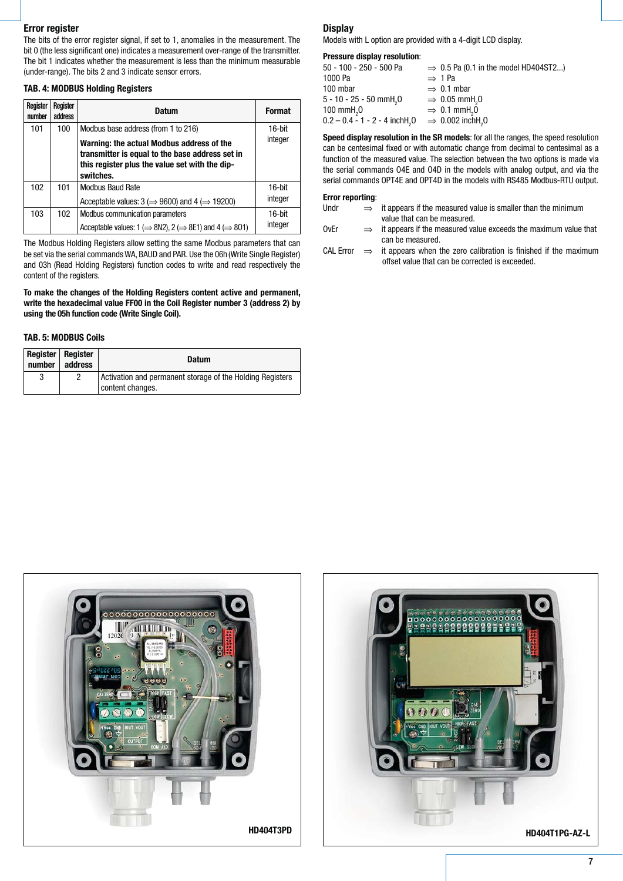## Error register

The bits of the error register signal, if set to 1, anomalies in the measurement. The bit 0 (the less significant one) indicates a measurement over-range of the transmitter. The bit 1 indicates whether the measurement is less than the minimum measurable (under-range). The bits 2 and 3 indicate sensor errors.

**TAB. 4: MODBUS Holding Registers**

| Register number | Register address | Datum | Format |
|---|---|---|---|
| 101 | 100 | Modbus base address (from 1 to 216)<br>**Warning: the actual Modbus address of the transmitter is equal to the base address set in this register plus the value set with the dip-switches.** | 16-bit integer |
| 102 | 101 | Modbus Baud Rate<br>Acceptable values: 3 (⇒ 9600) and 4 (⇒ 19200) | 16-bit integer |
| 103 | 102 | Modbus communication parameters<br>Acceptable values: 1 (⇒ 8N2), 2 (⇒ 8E1) and 4 (⇒ 8O1) | 16-bit integer |

The Modbus Holding Registers allow setting the same Modbus parameters that can be set via the serial commands WA, BAUD and PAR. Use the 06h (Write Single Register) and 03h (Read Holding Registers) function codes to write and read respectively the content of the registers.

**To make the changes of the Holding Registers content active and permanent, write the hexadecimal value FF00 in the Coil Register number 3 (address 2) by using the 05h function code (Write Single Coil).**

**TAB. 5: MODBUS Coils**

| Register number | Register address | Datum |
|---|---|---|
| 3 | 2 | Activation and permanent storage of the Holding Registers content changes. |

## Display

Models with L option are provided with a 4-digit LCD display.

**Pressure display resolution**:

50 - 100 - 250 - 500 Pa ⇒ 0.5 Pa (0.1 in the model HD404ST2...)
1000 Pa ⇒ 1 Pa
100 mbar ⇒ 0.1 mbar
5 - 10 - 25 - 50 mm$H_2O$ ⇒ 0.05 mm$H_2O$
100 mm$H_2O$ ⇒ 0.1 mm$H_2O$
0.2 – 0.4 - 1 - 2 - 4 inch$H_2O$ ⇒ 0.002 inch$H_2O$

**Speed display resolution in the SR models**: for all the ranges, the speed resolution can be centesimal fixed or with automatic change from decimal to centesimal as a function of the measured value. The selection between the two options is made via the serial commands O4E and O4D in the models with analog output, and via the serial commands OPT4E and OPT4D in the models with RS485 Modbus-RTU output.

**Error reporting**:

Undr ⇒ it appears if the measured value is smaller than the minimum value that can be measured.
OvEr ⇒ it appears if the measured value exceeds the maximum value that can be measured.
CAL Error ⇒ it appears when the zero calibration is finished if the maximum offset value that can be corrected is exceeded.

HD404T3PD

HD404T1PG-AZ-L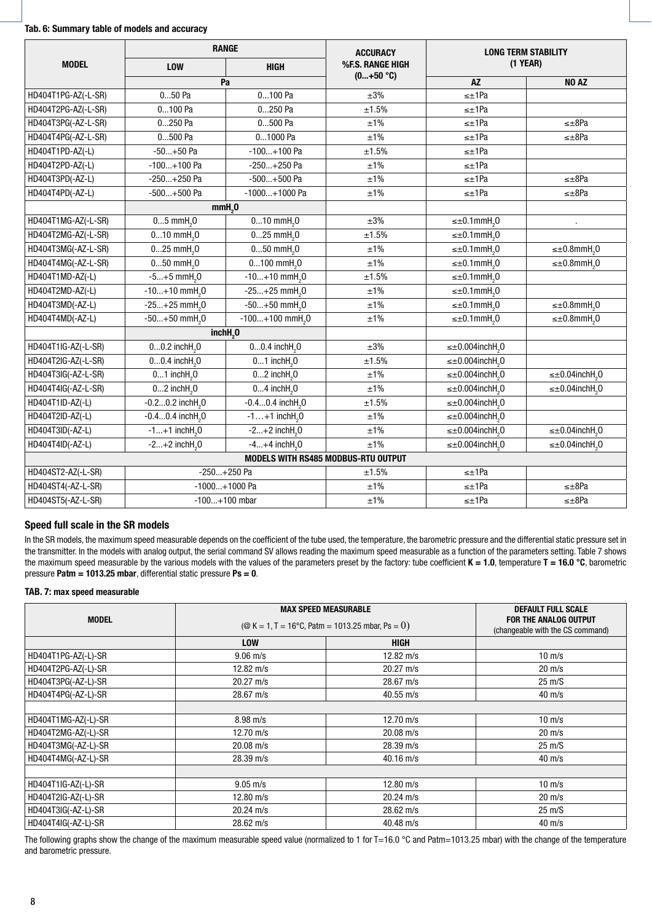**Tab. 6: Summary table of models and accuracy**

| MODEL | RANGE | | ACCURACY %F.S. RANGE HIGH (0...+50 °C) | LONG TERM STABILITY (1 YEAR) | |
|---|---|---|---|---|---|
| | LOW | HIGH | | | |
| | Pa | | | AZ | NO AZ |
| HD404T1PG-AZ(-L-SR) | 0...50 Pa | 0...100 Pa | ±3% | ≤±1Pa | |
| HD404T2PG-AZ(-L-SR) | 0...100 Pa | 0...250 Pa | ±1.5% | ≤±1Pa | |
| HD404T3PG(-AZ-L-SR) | 0...250 Pa | 0...500 Pa | ±1% | ≤±1Pa | ≤±8Pa |
| HD404T4PG(-AZ-L-SR) | 0...500 Pa | 0...1000 Pa | ±1% | ≤±1Pa | ≤±8Pa |
| HD404T1PD-AZ(-L) | -50...+50 Pa | -100...+100 Pa | ±1.5% | ≤±1Pa | |
| HD404T2PD-AZ(-L) | -100...+100 Pa | -250...+250 Pa | ±1% | ≤±1Pa | |
| HD404T3PD(-AZ-L) | -250...+250 Pa | -500...+500 Pa | ±1% | ≤±1Pa | ≤±8Pa |
| HD404T4PD(-AZ-L) | -500...+500 Pa | -1000...+1000 Pa | ±1% | ≤±1Pa | ≤±8Pa |
| | $mmH_2O$ | | | | |
| HD404T1MG-AZ(-L-SR) | 0...5 $mmH_2O$ | 0...10 $mmH_2O$ | ±3% | ≤±0.1$mmH_2O$ | . |
| HD404T2MG-AZ(-L-SR) | 0...10 $mmH_2O$ | 0...25 $mmH_2O$ | ±1.5% | ≤±0.1$mmH_2O$ | |
| HD404T3MG(-AZ-L-SR) | 0...25 $mmH_2O$ | 0...50 $mmH_2O$ | ±1% | ≤±0.1$mmH_2O$ | ≤±0.8$mmH_2O$ |
| HD404T4MG(-AZ-L-SR) | 0...50 $mmH_2O$ | 0...100 $mmH_2O$ | ±1% | ≤±0.1$mmH_2O$ | ≤±0.8$mmH_2O$ |
| HD404T1MD-AZ(-L) | -5...+5 $mmH_2O$ | -10...+10 $mmH_2O$ | ±1.5% | ≤±0.1$mmH_2O$ | |
| HD404T2MD-AZ(-L) | -10...+10 $mmH_2O$ | -25...+25 $mmH_2O$ | ±1% | ≤±0.1$mmH_2O$ | |
| HD404T3MD(-AZ-L) | -25...+25 $mmH_2O$ | -50...+50 $mmH_2O$ | ±1% | ≤±0.1$mmH_2O$ | ≤±0.8$mmH_2O$ |
| HD404T4MD(-AZ-L) | -50...+50 $mmH_2O$ | -100...+100 $mmH_2O$ | ±1% | ≤±0.1$mmH_2O$ | ≤±0.8$mmH_2O$ |
| | $inchH_2O$ | | | | |
| HD404T1IG-AZ(-L-SR) | 0...0.2 $inchH_2O$ | 0...0.4 $inchH_2O$ | ±3% | ≤±0.004$inchH_2O$ | |
| HD404T2IG-AZ(-L-SR) | 0...0.4 $inchH_2O$ | 0...1 $inchH_2O$ | ±1.5% | ≤±0.004$inchH_2O$ | |
| HD404T3IG(-AZ-L-SR) | 0...1 $inchH_2O$ | 0...2 $inchH_2O$ | ±1% | ≤±0.004$inchH_2O$ | ≤±0.04$inchH_2O$ |
| HD404T4IG(-AZ-L-SR) | 0...2 $inchH_2O$ | 0...4 $inchH_2O$ | ±1% | ≤±0.004$inchH_2O$ | ≤±0.04$inchH_2O$ |
| HD404T1ID-AZ(-L) | -0.2...0.2 $inchH_2O$ | -0.4...0.4 $inchH_2O$ | ±1.5% | ≤±0.004$inchH_2O$ | |
| HD404T2ID-AZ(-L) | -0.4...0.4 $inchH_2O$ | -1…+1 $inchH_2O$ | ±1% | ≤±0.004$inchH_2O$ | |
| HD404T3ID(-AZ-L) | -1...+1 $inchH_2O$ | -2...+2 $inchH_2O$ | ±1% | ≤±0.004$inchH_2O$ | ≤±0.04$inchH_2O$ |
| HD404T4ID(-AZ-L) | -2...+2 $inchH_2O$ | -4...+4 $inchH_2O$ | ±1% | ≤±0.004$inchH_2O$ | ≤±0.04$inchH_2O$ |
| **MODELS WITH RS485 MODBUS-RTU OUTPUT** | | | | | |
| HD404ST2-AZ(-L-SR) | -250...+250 Pa | | ±1.5% | ≤±1Pa | |
| HD404ST4(-AZ-L-SR) | -1000...+1000 Pa | | ±1% | ≤±1Pa | ≤±8Pa |
| HD404ST5(-AZ-L-SR) | -100...+100 mbar | | ±1% | ≤±1Pa | ≤±8Pa |

## Speed full scale in the SR models

In the SR models, the maximum speed measurable depends on the coefficient of the tube used, the temperature, the barometric pressure and the differential static pressure set in the transmitter. In the models with analog output, the serial command SV allows reading the maximum speed measurable as a function of the parameters setting. Table 7 shows the maximum speed measurable by the various models with the values of the parameters preset by the factory: tube coefficient **K = 1.0**, temperature **T = 16.0 °C**, barometric pressure **Patm = 1013.25 mbar**, differential static pressure **Ps = 0**.

**TAB. 7: max speed measurable**

| MODEL | MAX SPEED MEASURABLE (@ K = 1, T = 16°C, Patm = 1013.25 mbar, Ps = 0) | | DEFAULT FULL SCALE FOR THE ANALOG OUTPUT (changeable with the CS command) |
|---|---|---|---|
| | LOW | HIGH | |
| HD404T1PG-AZ(-L)-SR | 9.06 m/s | 12.82 m/s | 10 m/s |
| HD404T2PG-AZ(-L)-SR | 12.82 m/s | 20.27 m/s | 20 m/s |
| HD404T3PG(-AZ-L)-SR | 20.27 m/s | 28.67 m/s | 25 m/S |
| HD404T4PG(-AZ-L)-SR | 28.67 m/s | 40.55 m/s | 40 m/s |
| | | | |
| HD404T1MG-AZ(-L)-SR | 8.98 m/s | 12.70 m/s | 10 m/s |
| HD404T2MG-AZ(-L)-SR | 12.70 m/s | 20.08 m/s | 20 m/s |
| HD404T3MG(-AZ-L)-SR | 20.08 m/s | 28.39 m/s | 25 m/S |
| HD404T4MG(-AZ-L)-SR | 28.39 m/s | 40.16 m/s | 40 m/s |
| | | | |
| HD404T1IG-AZ(-L)-SR | 9.05 m/s | 12.80 m/s | 10 m/s |
| HD404T2IG-AZ(-L)-SR | 12.80 m/s | 20.24 m/s | 20 m/s |
| HD404T3IG(-AZ-L)-SR | 20.24 m/s | 28.62 m/s | 25 m/S |
| HD404T4IG(-AZ-L)-SR | 28.62 m/s | 40.48 m/s | 40 m/s |

The following graphs show the change of the maximum measurable speed value (normalized to 1 for T=16.0 °C and Patm=1013.25 mbar) with the change of the temperature and barometric pressure.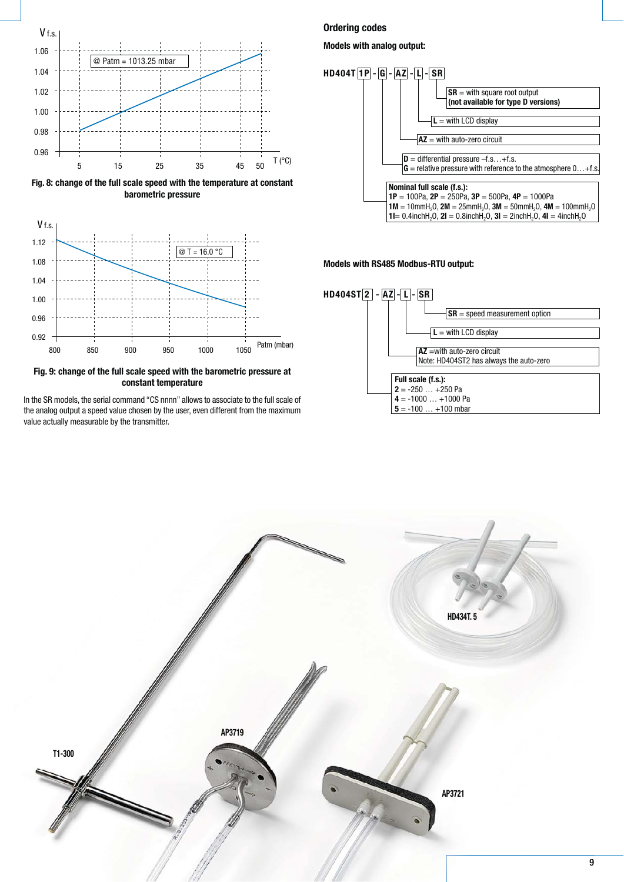Fig. 8: change of the full scale speed with the temperature at constant barometric pressure

Fig. 9: change of the full scale speed with the barometric pressure at constant temperature

In the SR models, the serial command "CS nnnn" allows to associate to the full scale of the analog output a speed value chosen by the user, even different from the maximum value actually measurable by the transmitter.

## Ordering codes

### Models with analog output:

**HD404T 1P - G - AZ - L - SR**

- **SR** = with square root output **(not available for type D versions)**
- **L** = with LCD display
- **AZ** = with auto-zero circuit
- **D** = differential pressure –f.s.…+f.s.
  **G** = relative pressure with reference to the atmosphere 0…+f.s.
- **Nominal full scale (f.s.):**
  **1P** = 100Pa, **2P** = 250Pa, **3P** = 500Pa, **4P** = 1000Pa
  **1M** = 10mm$H_2O$, **2M** = 25mm$H_2O$, **3M** = 50mm$H_2O$, **4M** = 100mm$H_2O$
  **1I**= 0.4inch$H_2O$, **2I** = 0.8inch$H_2O$, **3I** = 2inch$H_2O$, **4I** = 4inch$H_2O$

### Models with RS485 Modbus-RTU output:

**HD404ST 2 - AZ - L - SR**

- **SR** = speed measurement option
- **L** = with LCD display
- **AZ** =with auto-zero circuit
  Note: HD404ST2 has always the auto-zero
- **Full scale (f.s.):**
  **2** = -250 … +250 Pa
  **4** = -1000 … +1000 Pa
  **5** = -100 … +100 mbar

T1-300 AP3719 HD434T. 5 AP3721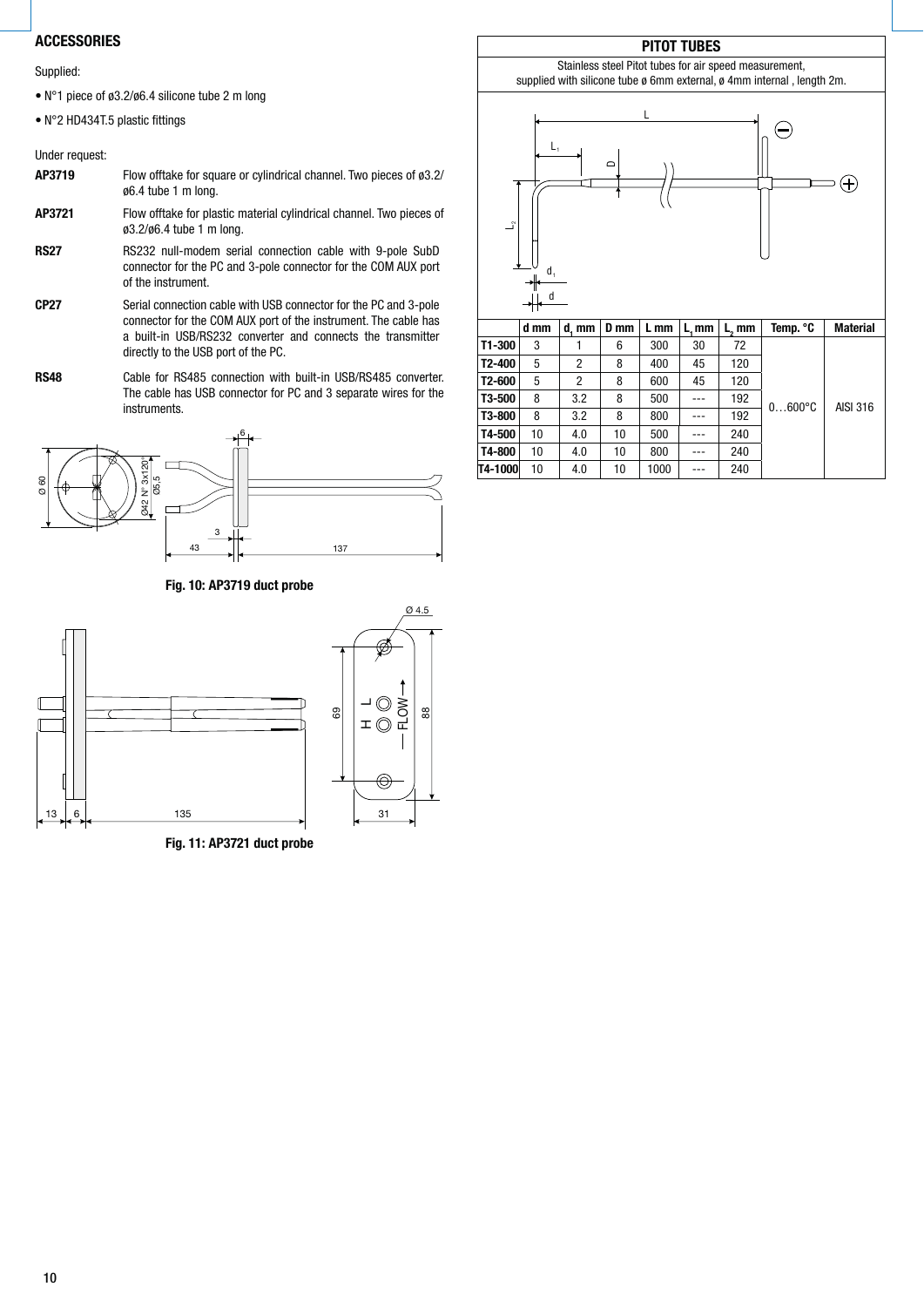## ACCESSORIES

Supplied:

- N°1 piece of ø3.2/ø6.4 silicone tube 2 m long
- N°2 HD434T.5 plastic fittings

Under request:

**AP3719** Flow offtake for square or cylindrical channel. Two pieces of ø3.2/ø6.4 tube 1 m long.

**AP3721** Flow offtake for plastic material cylindrical channel. Two pieces of ø3.2/ø6.4 tube 1 m long.

**RS27** RS232 null-modem serial connection cable with 9-pole SubD connector for the PC and 3-pole connector for the COM AUX port of the instrument.

**CP27** Serial connection cable with USB connector for the PC and 3-pole connector for the COM AUX port of the instrument. The cable has a built-in USB/RS232 converter and connects the transmitter directly to the USB port of the PC.

**RS48** Cable for RS485 connection with built-in USB/RS485 converter. The cable has USB connector for PC and 3 separate wires for the instruments.

**Fig. 10: AP3719 duct probe**

**Fig. 11: AP3721 duct probe**

## PITOT TUBES

Stainless steel Pitot tubes for air speed measurement,
supplied with silicone tube ø 6mm external, ø 4mm internal , length 2m.

| | d mm | $d_1$ mm | D mm | L mm | $L_1$ mm | $L_2$ mm | Temp. °C | Material |
|---|---|---|---|---|---|---|---|---|
| **T1-300** | 3 | 1 | 6 | 300 | 30 | 72 | 0…600°C | AISI 316 |
| **T2-400** | 5 | 2 | 8 | 400 | 45 | 120 | | |
| **T2-600** | 5 | 2 | 8 | 600 | 45 | 120 | | |
| **T3-500** | 8 | 3.2 | 8 | 500 | --- | 192 | | |
| **T3-800** | 8 | 3.2 | 8 | 800 | --- | 192 | | |
| **T4-500** | 10 | 4.0 | 10 | 500 | --- | 240 | | |
| **T4-800** | 10 | 4.0 | 10 | 800 | --- | 240 | | |
| **T4-1000** | 10 | 4.0 | 10 | 1000 | --- | 240 | | |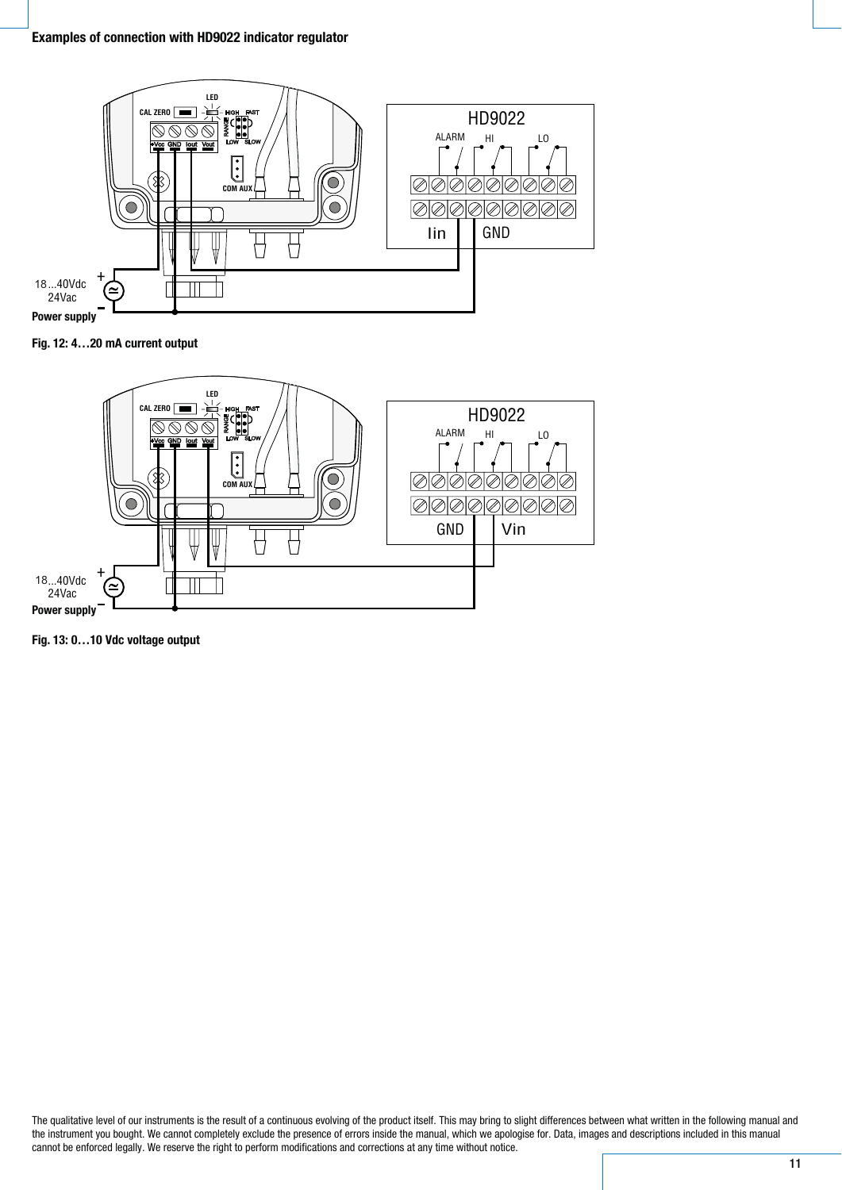**Examples of connection with HD9022 indicator regulator**

Fig. 12: 4…20 mA current output

Fig. 13: 0…10 Vdc voltage output

The qualitative level of our instruments is the result of a continuous evolving of the product itself. This may bring to slight differences between what written in the following manual and the instrument you bought. We cannot completely exclude the presence of errors inside the manual, which we apologise for. Data, images and descriptions included in this manual cannot be enforced legally. We reserve the right to perform modifications and corrections at any time without notice.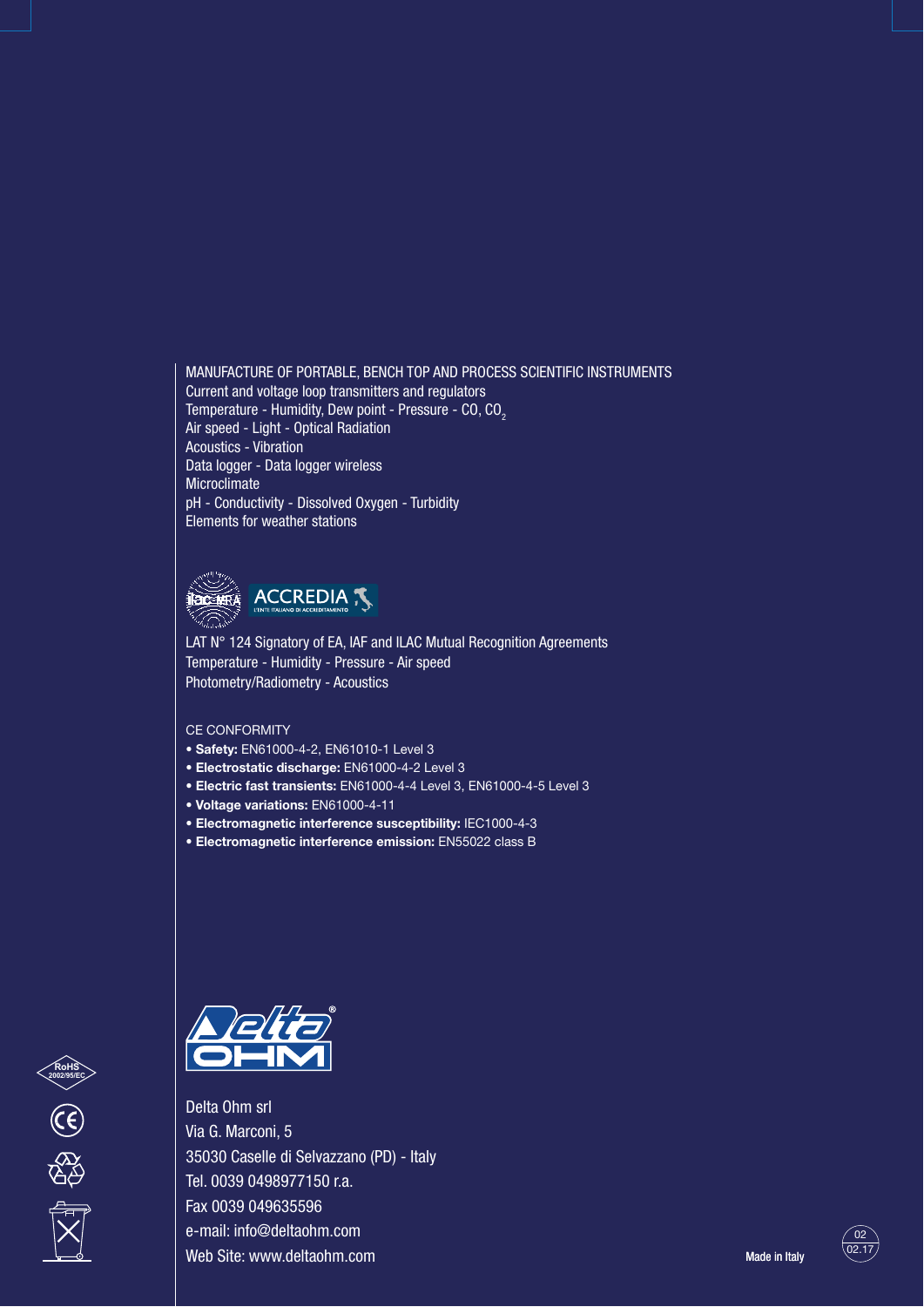MANUFACTURE OF PORTABLE, BENCH TOP AND PROCESS SCIENTIFIC INSTRUMENTS
Current and voltage loop transmitters and regulators
Temperature - Humidity, Dew point - Pressure - CO, $CO_2$
Air speed - Light - Optical Radiation
Acoustics - Vibration
Data logger - Data logger wireless
Microclimate
pH - Conductivity - Dissolved Oxygen - Turbidity
Elements for weather stations

ilac-MRA ACCREDIA L'ENTE ITALIANO DI ACCREDITAMENTO

LAT N° 124 Signatory of EA, IAF and ILAC Mutual Recognition Agreements
Temperature - Humidity - Pressure - Air speed
Photometry/Radiometry - Acoustics

CE CONFORMITY

- **Safety:** EN61000-4-2, EN61010-1 Level 3
- **Electrostatic discharge:** EN61000-4-2 Level 3
- **Electric fast transients:** EN61000-4-4 Level 3, EN61000-4-5 Level 3
- **Voltage variations:** EN61000-4-11
- **Electromagnetic interference susceptibility:** IEC1000-4-3
- **Electromagnetic interference emission:** EN55022 class B

Delta OHM®

Delta Ohm srl
Via G. Marconi, 5
35030 Caselle di Selvazzano (PD) - Italy
Tel. 0039 0498977150 r.a.
Fax 0039 049635596
e-mail: info@deltaohm.com
Web Site: www.deltaohm.com

RoHS 2002/95/EC

Made in Italy

02 02.17